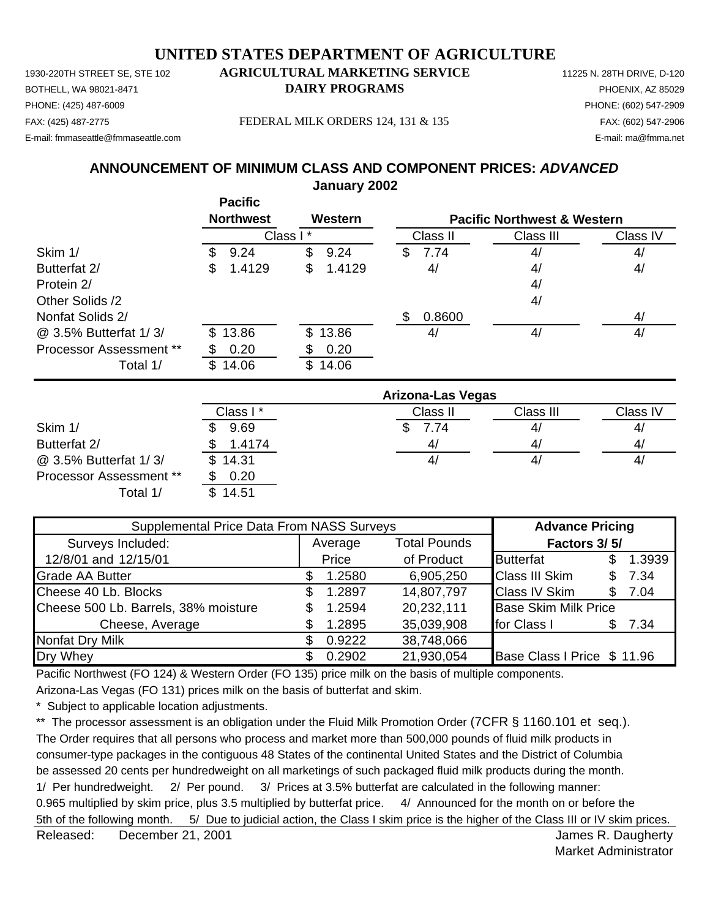# UNITED STATES DEPARTMENT OF AGRICULTURE

1930-220TH STREET SE, STE 102
BOTHELL, WA 98021-8471
PHONE: (425) 487-6009
FAX: (425) 487-2775
E-mail: fmmaseattle@fmmaseattle.com

**AGRICULTURAL MARKETING SERVICE**
**DAIRY PROGRAMS**

FEDERAL MILK ORDERS 124, 131 & 135

11225 N. 28TH DRIVE, D-120
PHOENIX, AZ 85029
PHONE: (602) 547-2909
FAX: (602) 547-2906
E-mail: ma@fmma.net

## ANNOUNCEMENT OF MINIMUM CLASS AND COMPONENT PRICES: *ADVANCED*

### January 2002

| | Pacific Northwest | Western | Pacific Northwest & Western | | |
|---|---|---|---|---|---|
| | Class I * | | Class II | Class III | Class IV |
| Skim 1/ | $ 9.24 | $ 9.24 | $ 7.74 | 4/ | 4/ |
| Butterfat 2/ | $ 1.4129 | $ 1.4129 | 4/ | 4/ | 4/ |
| Protein 2/ | | | | 4/ | |
| Other Solids /2 | | | | 4/ | |
| Nonfat Solids 2/ | | | $ 0.8600 | | 4/ |
| @ 3.5% Butterfat 1/ 3/ | $ 13.86 | $ 13.86 | 4/ | 4/ | 4/ |
| Processor Assessment ** | $ 0.20 | $ 0.20 | | | |
| Total 1/ | $ 14.06 | $ 14.06 | | | |

| | Arizona-Las Vegas | | | |
|---|---|---|---|---|
| | Class I * | Class II | Class III | Class IV |
| Skim 1/ | $ 9.69 | $ 7.74 | 4/ | 4/ |
| Butterfat 2/ | $ 1.4174 | 4/ | 4/ | 4/ |
| @ 3.5% Butterfat 1/ 3/ | $ 14.31 | 4/ | 4/ | 4/ |
| Processor Assessment ** | $ 0.20 | | | |
| Total 1/ | $ 14.51 | | | |

| Supplemental Price Data From NASS Surveys | | | Advance Pricing | |
|---|---|---|---|---|
| Surveys Included: 12/8/01 and 12/15/01 | Average Price | Total Pounds of Product | Factors 3/ 5/ | |
| | | | Butterfat | $ 1.3939 |
| Grade AA Butter | $ 1.2580 | 6,905,250 | Class III Skim | $ 7.34 |
| Cheese 40 Lb. Blocks | $ 1.2897 | 14,807,797 | Class IV Skim | $ 7.04 |
| Cheese 500 Lb. Barrels, 38% moisture | $ 1.2594 | 20,232,111 | Base Skim Milk Price | |
| Cheese, Average | $ 1.2895 | 35,039,908 | for Class I | $ 7.34 |
| Nonfat Dry Milk | $ 0.9222 | 38,748,066 | | |
| Dry Whey | $ 0.2902 | 21,930,054 | Base Class I Price | $ 11.96 |

Pacific Northwest (FO 124) & Western Order (FO 135) price milk on the basis of multiple components.

Arizona-Las Vegas (FO 131) prices milk on the basis of butterfat and skim.

\* Subject to applicable location adjustments.

\*\* The processor assessment is an obligation under the Fluid Milk Promotion Order (7CFR § 1160.101 et seq.). The Order requires that all persons who process and market more than 500,000 pounds of fluid milk products in consumer-type packages in the contiguous 48 States of the continental United States and the District of Columbia be assessed 20 cents per hundredweight on all marketings of such packaged fluid milk products during the month.

1/ Per hundredweight. 2/ Per pound. 3/ Prices at 3.5% butterfat are calculated in the following manner: 0.965 multiplied by skim price, plus 3.5 multiplied by butterfat price. 4/ Announced for the month on or before the 5th of the following month. 5/ Due to judicial action, the Class I skim price is the higher of the Class III or IV skim prices.

Released: December 21, 2001

James R. Daugherty
Market Administrator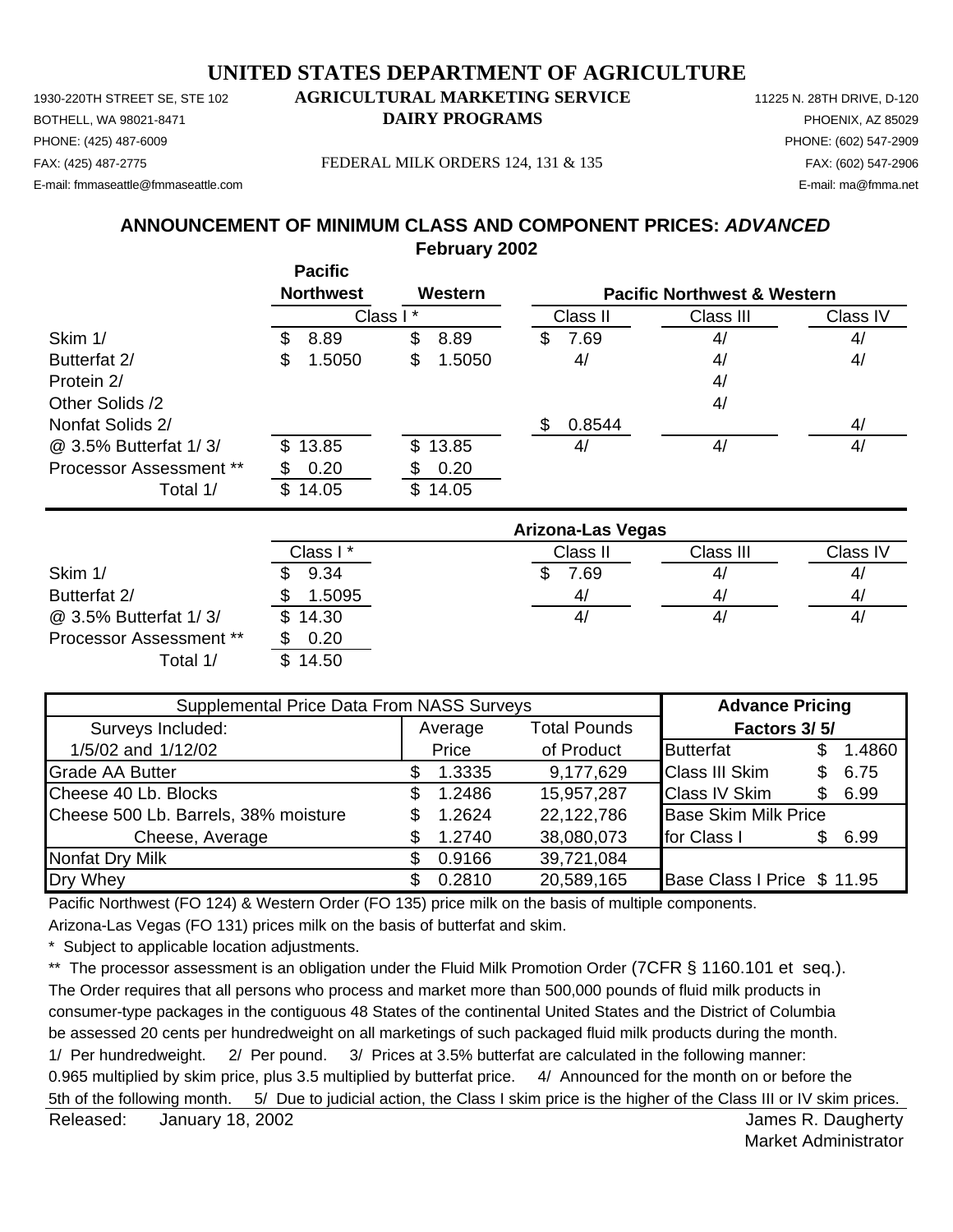# UNITED STATES DEPARTMENT OF AGRICULTURE

1930-220TH STREET SE, STE 102
BOTHELL, WA 98021-8471
PHONE: (425) 487-6009
FAX: (425) 487-2775
E-mail: fmmaseattle@fmmaseattle.com

**AGRICULTURAL MARKETING SERVICE**
**DAIRY PROGRAMS**

FEDERAL MILK ORDERS 124, 131 & 135

11225 N. 28TH DRIVE, D-120
PHOENIX, AZ 85029
PHONE: (602) 547-2909
FAX: (602) 547-2906
E-mail: ma@fmma.net

## ANNOUNCEMENT OF MINIMUM CLASS AND COMPONENT PRICES: *ADVANCED*

**February 2002**

| | Pacific Northwest | Western | Pacific Northwest & Western | | |
|---|---|---|---|---|---|
| | Class I * | | Class II | Class III | Class IV |
| Skim 1/ | $ 8.89 | $ 8.89 | $ 7.69 | 4/ | 4/ |
| Butterfat 2/ | $ 1.5050 | $ 1.5050 | 4/ | 4/ | 4/ |
| Protein 2/ | | | | 4/ | |
| Other Solids /2 | | | | 4/ | |
| Nonfat Solids 2/ | | | $ 0.8544 | | 4/ |
| @ 3.5% Butterfat 1/ 3/ | $ 13.85 | $ 13.85 | 4/ | 4/ | 4/ |
| Processor Assessment ** | $ 0.20 | $ 0.20 | | | |
| Total 1/ | $ 14.05 | $ 14.05 | | | |

| | Arizona-Las Vegas | | | |
|---|---|---|---|---|
| | Class I * | Class II | Class III | Class IV |
| Skim 1/ | $ 9.34 | $ 7.69 | 4/ | 4/ |
| Butterfat 2/ | $ 1.5095 | 4/ | 4/ | 4/ |
| @ 3.5% Butterfat 1/ 3/ | $ 14.30 | 4/ | 4/ | 4/ |
| Processor Assessment ** | $ 0.20 | | | |
| Total 1/ | $ 14.50 | | | |

| Supplemental Price Data From NASS Surveys | | | Advance Pricing | |
|---|---|---|---|---|
| Surveys Included: | Average | Total Pounds | Factors 3/ 5/ | |
| 1/5/02 and 1/12/02 | Price | of Product | Butterfat | $ 1.4860 |
| Grade AA Butter | $ 1.3335 | 9,177,629 | Class III Skim | $ 6.75 |
| Cheese 40 Lb. Blocks | $ 1.2486 | 15,957,287 | Class IV Skim | $ 6.99 |
| Cheese 500 Lb. Barrels, 38% moisture | $ 1.2624 | 22,122,786 | Base Skim Milk Price | |
| Cheese, Average | $ 1.2740 | 38,080,073 | for Class I | $ 6.99 |
| Nonfat Dry Milk | $ 0.9166 | 39,721,084 | | |
| Dry Whey | $ 0.2810 | 20,589,165 | Base Class I Price | $ 11.95 |

Pacific Northwest (FO 124) & Western Order (FO 135) price milk on the basis of multiple components.

Arizona-Las Vegas (FO 131) prices milk on the basis of butterfat and skim.

\* Subject to applicable location adjustments.

** The processor assessment is an obligation under the Fluid Milk Promotion Order (7CFR § 1160.101 et seq.). The Order requires that all persons who process and market more than 500,000 pounds of fluid milk products in consumer-type packages in the contiguous 48 States of the continental United States and the District of Columbia be assessed 20 cents per hundredweight on all marketings of such packaged fluid milk products during the month.

1/ Per hundredweight. 2/ Per pound. 3/ Prices at 3.5% butterfat are calculated in the following manner: 0.965 multiplied by skim price, plus 3.5 multiplied by butterfat price. 4/ Announced for the month on or before the 5th of the following month. 5/ Due to judicial action, the Class I skim price is the higher of the Class III or IV skim prices.

Released: January 18, 2002

James R. Daugherty
Market Administrator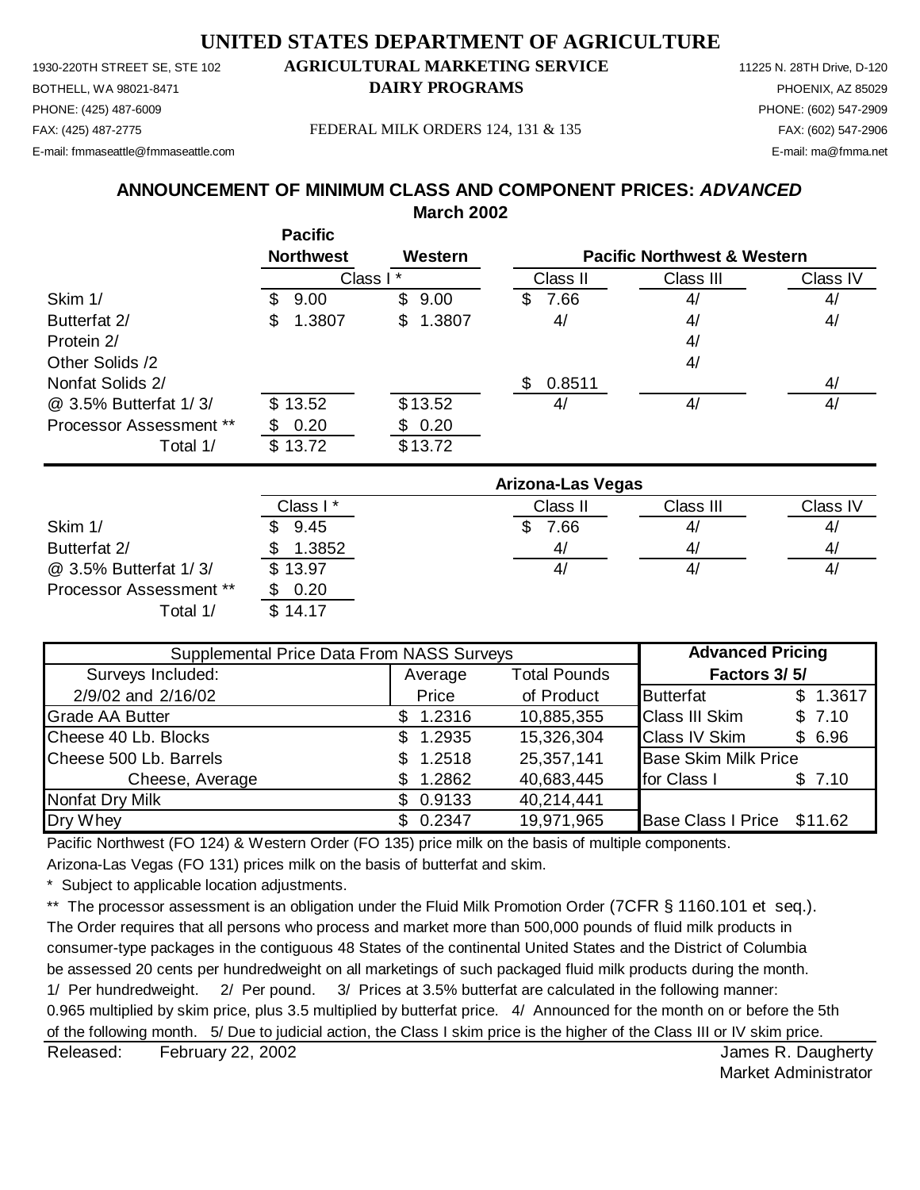# UNITED STATES DEPARTMENT OF AGRICULTURE

1930-220TH STREET SE, STE 102
BOTHELL, WA 98021-8471
PHONE: (425) 487-6009
FAX: (425) 487-2775
E-mail: fmmaseattle@fmmaseattle.com

**AGRICULTURAL MARKETING SERVICE**
**DAIRY PROGRAMS**

FEDERAL MILK ORDERS 124, 131 & 135

11225 N. 28TH Drive, D-120
PHOENIX, AZ 85029
PHONE: (602) 547-2909
FAX: (602) 547-2906
E-mail: ma@fmma.net

## ANNOUNCEMENT OF MINIMUM CLASS AND COMPONENT PRICES: *ADVANCED*

**March 2002**

| | Pacific Northwest | Western | Pacific Northwest & Western | | |
|---|---|---|---|---|---|
| | Class I * | | Class II | Class III | Class IV |
| Skim 1/ | $ 9.00 | $ 9.00 | $ 7.66 | 4/ | 4/ |
| Butterfat 2/ | $ 1.3807 | $ 1.3807 | 4/ | 4/ | 4/ |
| Protein 2/ | | | | 4/ | |
| Other Solids /2 | | | | 4/ | |
| Nonfat Solids 2/ | | | $ 0.8511 | | 4/ |
| @ 3.5% Butterfat 1/ 3/ | $ 13.52 | $13.52 | 4/ | 4/ | 4/ |
| Processor Assessment ** | $ 0.20 | $ 0.20 | | | |
| Total 1/ | $ 13.72 | $13.72 | | | |

| | Arizona-Las Vegas | | | |
|---|---|---|---|---|
| | Class I * | Class II | Class III | Class IV |
| Skim 1/ | $ 9.45 | $ 7.66 | 4/ | 4/ |
| Butterfat 2/ | $ 1.3852 | 4/ | 4/ | 4/ |
| @ 3.5% Butterfat 1/ 3/ | $ 13.97 | 4/ | 4/ | 4/ |
| Processor Assessment ** | $ 0.20 | | | |
| Total 1/ | $ 14.17 | | | |

| Supplemental Price Data From NASS Surveys | | | Advanced Pricing Factors 3/ 5/ | |
|---|---|---|---|---|
| Surveys Included: | Average | Total Pounds | | |
| 2/9/02 and 2/16/02 | Price | of Product | Butterfat | $ 1.3617 |
| Grade AA Butter | $ 1.2316 | 10,885,355 | Class III Skim | $ 7.10 |
| Cheese 40 Lb. Blocks | $ 1.2935 | 15,326,304 | Class IV Skim | $ 6.96 |
| Cheese 500 Lb. Barrels | $ 1.2518 | 25,357,141 | Base Skim Milk Price | |
| Cheese, Average | $ 1.2862 | 40,683,445 | for Class I | $ 7.10 |
| Nonfat Dry Milk | $ 0.9133 | 40,214,441 | | |
| Dry Whey | $ 0.2347 | 19,971,965 | Base Class I Price | $11.62 |

Pacific Northwest (FO 124) & Western Order (FO 135) price milk on the basis of multiple components.

Arizona-Las Vegas (FO 131) prices milk on the basis of butterfat and skim.

\* Subject to applicable location adjustments.

** The processor assessment is an obligation under the Fluid Milk Promotion Order (7CFR § 1160.101 et seq.). The Order requires that all persons who process and market more than 500,000 pounds of fluid milk products in consumer-type packages in the contiguous 48 States of the continental United States and the District of Columbia be assessed 20 cents per hundredweight on all marketings of such packaged fluid milk products during the month.

1/ Per hundredweight. 2/ Per pound. 3/ Prices at 3.5% butterfat are calculated in the following manner: 0.965 multiplied by skim price, plus 3.5 multiplied by butterfat price. 4/ Announced for the month on or before the 5th of the following month. 5/ Due to judicial action, the Class I skim price is the higher of the Class III or IV skim price.

Released: February 22, 2002

James R. Daugherty
Market Administrator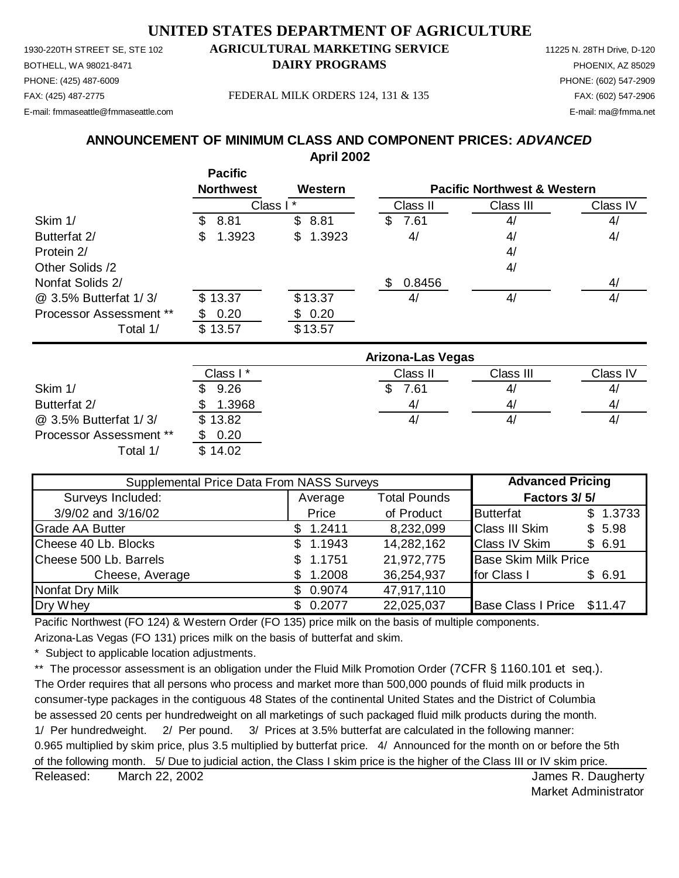# UNITED STATES DEPARTMENT OF AGRICULTURE

1930-220TH STREET SE, STE 102
BOTHELL, WA 98021-8471
PHONE: (425) 487-6009
FAX: (425) 487-2775
E-mail: fmmaseattle@fmmaseattle.com

**AGRICULTURAL MARKETING SERVICE**
**DAIRY PROGRAMS**

FEDERAL MILK ORDERS 124, 131 & 135

11225 N. 28TH Drive, D-120
PHOENIX, AZ 85029
PHONE: (602) 547-2909
FAX: (602) 547-2906
E-mail: ma@fmma.net

## ANNOUNCEMENT OF MINIMUM CLASS AND COMPONENT PRICES: *ADVANCED*

**April 2002**

| | Pacific Northwest | Western | Pacific Northwest & Western | | |
|---|---|---|---|---|---|
| | Class I * | | Class II | Class III | Class IV |
| Skim 1/ | $ 8.81 | $ 8.81 | $ 7.61 | 4/ | 4/ |
| Butterfat 2/ | $ 1.3923 | $ 1.3923 | 4/ | 4/ | 4/ |
| Protein 2/ | | | | 4/ | |
| Other Solids /2 | | | | 4/ | |
| Nonfat Solids 2/ | | | $ 0.8456 | | 4/ |
| @ 3.5% Butterfat 1/ 3/ | $ 13.37 | $13.37 | 4/ | 4/ | 4/ |
| Processor Assessment ** | $ 0.20 | $ 0.20 | | | |
| Total 1/ | $ 13.57 | $13.57 | | | |

| | Arizona-Las Vegas | | | |
|---|---|---|---|---|
| | Class I * | Class II | Class III | Class IV |
| Skim 1/ | $ 9.26 | $ 7.61 | 4/ | 4/ |
| Butterfat 2/ | $ 1.3968 | 4/ | 4/ | 4/ |
| @ 3.5% Butterfat 1/ 3/ | $ 13.82 | 4/ | 4/ | 4/ |
| Processor Assessment ** | $ 0.20 | | | |
| Total 1/ | $ 14.02 | | | |

| Supplemental Price Data From NASS Surveys | | | Advanced Pricing | |
|---|---|---|---|---|
| Surveys Included: | Average | Total Pounds | Factors 3/ 5/ | |
| 3/9/02 and 3/16/02 | Price | of Product | Butterfat | $ 1.3733 |
| Grade AA Butter | $ 1.2411 | 8,232,099 | Class III Skim | $ 5.98 |
| Cheese 40 Lb. Blocks | $ 1.1943 | 14,282,162 | Class IV Skim | $ 6.91 |
| Cheese 500 Lb. Barrels | $ 1.1751 | 21,972,775 | Base Skim Milk Price | |
| Cheese, Average | $ 1.2008 | 36,254,937 | for Class I | $ 6.91 |
| Nonfat Dry Milk | $ 0.9074 | 47,917,110 | | |
| Dry Whey | $ 0.2077 | 22,025,037 | Base Class I Price | $11.47 |

Pacific Northwest (FO 124) & Western Order (FO 135) price milk on the basis of multiple components.

Arizona-Las Vegas (FO 131) prices milk on the basis of butterfat and skim.

\* Subject to applicable location adjustments.

** The processor assessment is an obligation under the Fluid Milk Promotion Order (7CFR § 1160.101 et seq.). The Order requires that all persons who process and market more than 500,000 pounds of fluid milk products in consumer-type packages in the contiguous 48 States of the continental United States and the District of Columbia be assessed 20 cents per hundredweight on all marketings of such packaged fluid milk products during the month.

1/ Per hundredweight. 2/ Per pound. 3/ Prices at 3.5% butterfat are calculated in the following manner: 0.965 multiplied by skim price, plus 3.5 multiplied by butterfat price. 4/ Announced for the month on or before the 5th of the following month. 5/ Due to judicial action, the Class I skim price is the higher of the Class III or IV skim price.

Released: March 22, 2002

James R. Daugherty
Market Administrator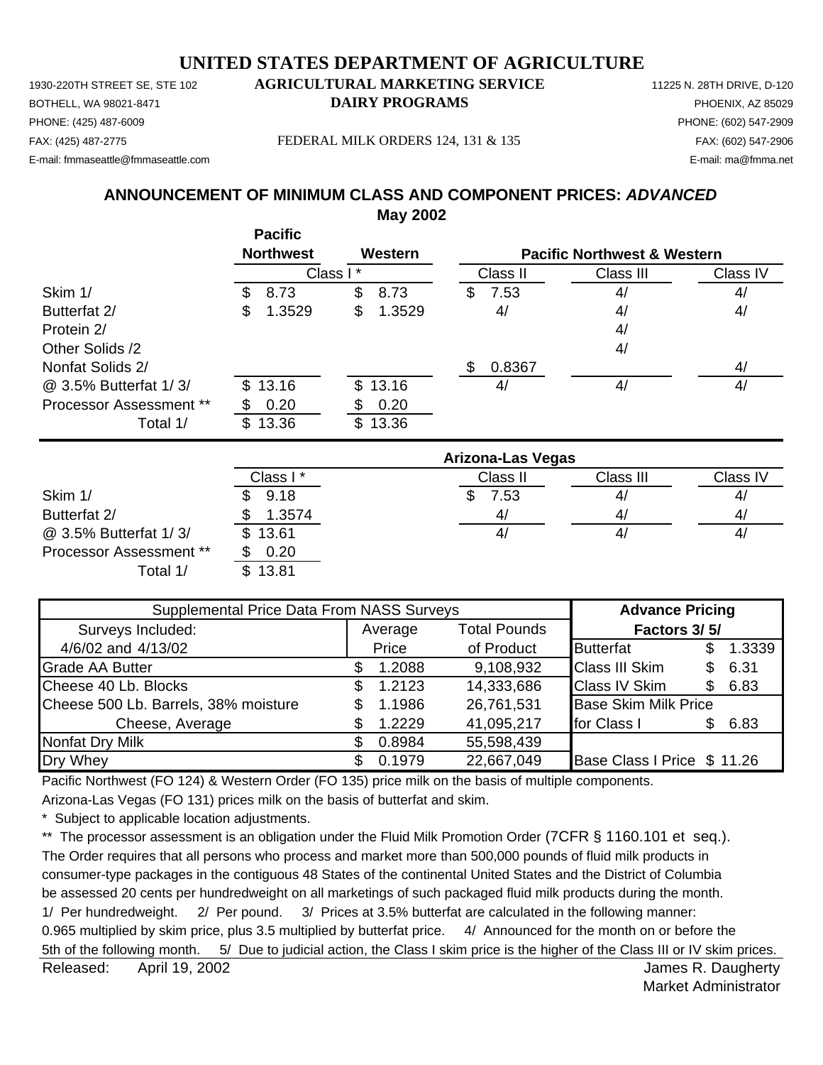# UNITED STATES DEPARTMENT OF AGRICULTURE

## AGRICULTURAL MARKETING SERVICE
## DAIRY PROGRAMS

1930-220TH STREET SE, STE 102
BOTHELL, WA 98021-8471
PHONE: (425) 487-6009
FAX: (425) 487-2775
E-mail: fmmaseattle@fmmaseattle.com

FEDERAL MILK ORDERS 124, 131 & 135

11225 N. 28TH DRIVE, D-120
PHOENIX, AZ 85029
PHONE: (602) 547-2909
FAX: (602) 547-2906
E-mail: ma@fmma.net

### ANNOUNCEMENT OF MINIMUM CLASS AND COMPONENT PRICES: *ADVANCED*
### May 2002

| | Pacific Northwest | Western | Pacific Northwest & Western | | |
|---|---|---|---|---|---|
| | Class I * | | Class II | Class III | Class IV |
| Skim 1/ | $ 8.73 | $ 8.73 | $ 7.53 | 4/ | 4/ |
| Butterfat 2/ | $ 1.3529 | $ 1.3529 | 4/ | 4/ | 4/ |
| Protein 2/ | | | | 4/ | |
| Other Solids /2 | | | | 4/ | |
| Nonfat Solids 2/ | | | $ 0.8367 | | 4/ |
| @ 3.5% Butterfat 1/ 3/ | $ 13.16 | $ 13.16 | 4/ | 4/ | 4/ |
| Processor Assessment ** | $ 0.20 | $ 0.20 | | | |
| Total 1/ | $ 13.36 | $ 13.36 | | | |

| | Arizona-Las Vegas | | | |
|---|---|---|---|---|
| | Class I * | Class II | Class III | Class IV |
| Skim 1/ | $ 9.18 | $ 7.53 | 4/ | 4/ |
| Butterfat 2/ | $ 1.3574 | 4/ | 4/ | 4/ |
| @ 3.5% Butterfat 1/ 3/ | $ 13.61 | 4/ | 4/ | 4/ |
| Processor Assessment ** | $ 0.20 | | | |
| Total 1/ | $ 13.81 | | | |

| Supplemental Price Data From NASS Surveys | | | Advance Pricing | |
|---|---|---|---|---|
| Surveys Included: | Average | Total Pounds | Factors 3/ 5/ | |
| 4/6/02 and 4/13/02 | Price | of Product | Butterfat | $ 1.3339 |
| Grade AA Butter | $ 1.2088 | 9,108,932 | Class III Skim | $ 6.31 |
| Cheese 40 Lb. Blocks | $ 1.2123 | 14,333,686 | Class IV Skim | $ 6.83 |
| Cheese 500 Lb. Barrels, 38% moisture | $ 1.1986 | 26,761,531 | Base Skim Milk Price | |
| Cheese, Average | $ 1.2229 | 41,095,217 | for Class I | $ 6.83 |
| Nonfat Dry Milk | $ 0.8984 | 55,598,439 | | |
| Dry Whey | $ 0.1979 | 22,667,049 | Base Class I Price | $ 11.26 |

Pacific Northwest (FO 124) & Western Order (FO 135) price milk on the basis of multiple components.

Arizona-Las Vegas (FO 131) prices milk on the basis of butterfat and skim.

\* Subject to applicable location adjustments.

** The processor assessment is an obligation under the Fluid Milk Promotion Order (7CFR § 1160.101 et seq.). The Order requires that all persons who process and market more than 500,000 pounds of fluid milk products in consumer-type packages in the contiguous 48 States of the continental United States and the District of Columbia be assessed 20 cents per hundredweight on all marketings of such packaged fluid milk products during the month.

1/ Per hundredweight. 2/ Per pound. 3/ Prices at 3.5% butterfat are calculated in the following manner: 0.965 multiplied by skim price, plus 3.5 multiplied by butterfat price. 4/ Announced for the month on or before the 5th of the following month. 5/ Due to judicial action, the Class I skim price is the higher of the Class III or IV skim prices.

Released: April 19, 2002

James R. Daugherty
Market Administrator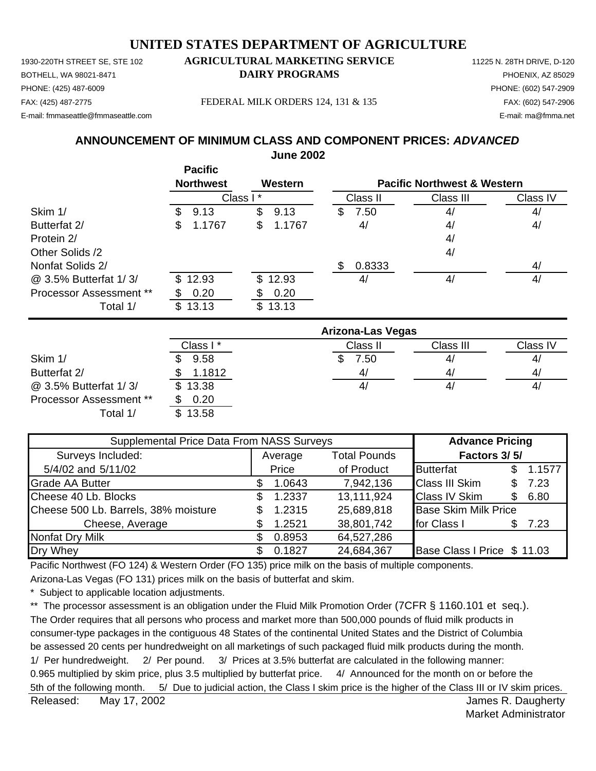# UNITED STATES DEPARTMENT OF AGRICULTURE

1930-220TH STREET SE, STE 102
BOTHELL, WA 98021-8471
PHONE: (425) 487-6009
FAX: (425) 487-2775
E-mail: fmmaseattle@fmmaseattle.com

**AGRICULTURAL MARKETING SERVICE**
**DAIRY PROGRAMS**

FEDERAL MILK ORDERS 124, 131 & 135

11225 N. 28TH DRIVE, D-120
PHOENIX, AZ 85029
PHONE: (602) 547-2909
FAX: (602) 547-2906
E-mail: ma@fmma.net

## ANNOUNCEMENT OF MINIMUM CLASS AND COMPONENT PRICES: *ADVANCED*

**June 2002**

| | Pacific Northwest | Western | Pacific Northwest & Western | | |
|---|---|---|---|---|---|
| | Class I * | | Class II | Class III | Class IV |
| Skim 1/ | $ 9.13 | $ 9.13 | $ 7.50 | 4/ | 4/ |
| Butterfat 2/ | $ 1.1767 | $ 1.1767 | 4/ | 4/ | 4/ |
| Protein 2/ | | | | 4/ | |
| Other Solids /2 | | | | 4/ | |
| Nonfat Solids 2/ | | | $ 0.8333 | | 4/ |
| @ 3.5% Butterfat 1/ 3/ | $ 12.93 | $ 12.93 | 4/ | 4/ | 4/ |
| Processor Assessment ** | $ 0.20 | $ 0.20 | | | |
| Total 1/ | $ 13.13 | $ 13.13 | | | |

| | Arizona-Las Vegas | | | |
|---|---|---|---|---|
| | Class I * | Class II | Class III | Class IV |
| Skim 1/ | $ 9.58 | $ 7.50 | 4/ | 4/ |
| Butterfat 2/ | $ 1.1812 | 4/ | 4/ | 4/ |
| @ 3.5% Butterfat 1/ 3/ | $ 13.38 | 4/ | 4/ | 4/ |
| Processor Assessment ** | $ 0.20 | | | |
| Total 1/ | $ 13.58 | | | |

| Supplemental Price Data From NASS Surveys | | | Advance Pricing | |
|---|---|---|---|---|
| Surveys Included: | Average | Total Pounds | Factors 3/ 5/ | |
| 5/4/02 and 5/11/02 | Price | of Product | Butterfat | $ 1.1577 |
| Grade AA Butter | $ 1.0643 | 7,942,136 | Class III Skim | $ 7.23 |
| Cheese 40 Lb. Blocks | $ 1.2337 | 13,111,924 | Class IV Skim | $ 6.80 |
| Cheese 500 Lb. Barrels, 38% moisture | $ 1.2315 | 25,689,818 | Base Skim Milk Price | |
| Cheese, Average | $ 1.2521 | 38,801,742 | for Class I | $ 7.23 |
| Nonfat Dry Milk | $ 0.8953 | 64,527,286 | | |
| Dry Whey | $ 0.1827 | 24,684,367 | Base Class I Price | $ 11.03 |

Pacific Northwest (FO 124) & Western Order (FO 135) price milk on the basis of multiple components.

Arizona-Las Vegas (FO 131) prices milk on the basis of butterfat and skim.

\* Subject to applicable location adjustments.

** The processor assessment is an obligation under the Fluid Milk Promotion Order (7CFR § 1160.101 et seq.). The Order requires that all persons who process and market more than 500,000 pounds of fluid milk products in consumer-type packages in the contiguous 48 States of the continental United States and the District of Columbia be assessed 20 cents per hundredweight on all marketings of such packaged fluid milk products during the month.

1/ Per hundredweight. 2/ Per pound. 3/ Prices at 3.5% butterfat are calculated in the following manner: 0.965 multiplied by skim price, plus 3.5 multiplied by butterfat price. 4/ Announced for the month on or before the 5th of the following month. 5/ Due to judicial action, the Class I skim price is the higher of the Class III or IV skim prices.

Released: May 17, 2002

James R. Daugherty
Market Administrator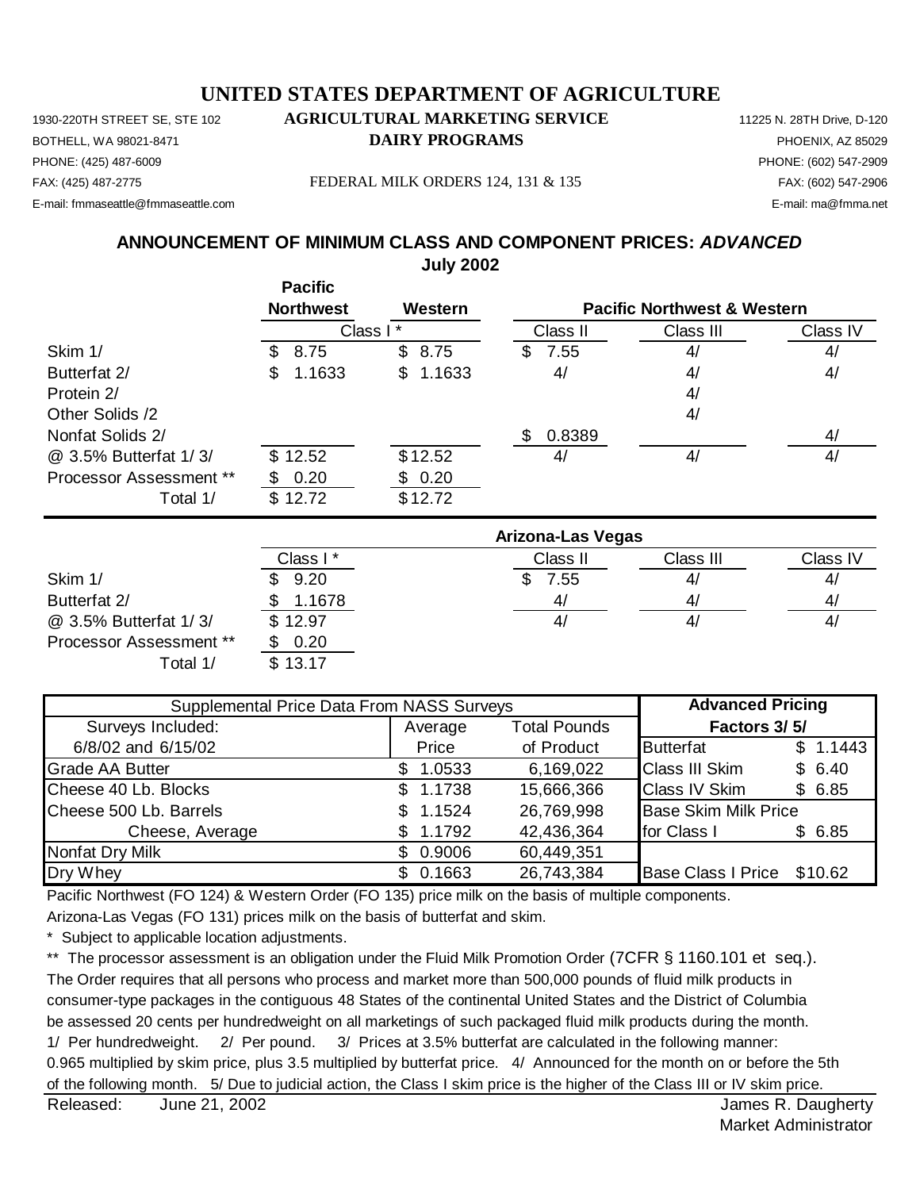# UNITED STATES DEPARTMENT OF AGRICULTURE

## AGRICULTURAL MARKETING SERVICE

## DAIRY PROGRAMS

FEDERAL MILK ORDERS 124, 131 & 135

1930-220TH STREET SE, STE 102
BOTHELL, WA 98021-8471
PHONE: (425) 487-6009
FAX: (425) 487-2775
E-mail: fmmaseattle@fmmaseattle.com

11225 N. 28TH Drive, D-120
PHOENIX, AZ 85029
PHONE: (602) 547-2909
FAX: (602) 547-2906
E-mail: ma@fmma.net

## ANNOUNCEMENT OF MINIMUM CLASS AND COMPONENT PRICES: *ADVANCED*

**July 2002**

| | Pacific Northwest | Western | Pacific Northwest & Western | | |
|---|---|---|---|---|---|
| | Class I * | | Class II | Class III | Class IV |
| Skim 1/ | $ 8.75 | $ 8.75 | $ 7.55 | 4/ | 4/ |
| Butterfat 2/ | $ 1.1633 | $ 1.1633 | 4/ | 4/ | 4/ |
| Protein 2/ | | | | 4/ | |
| Other Solids /2 | | | | 4/ | |
| Nonfat Solids 2/ | | | $ 0.8389 | | 4/ |
| @ 3.5% Butterfat 1/ 3/ | $ 12.52 | $ 12.52 | 4/ | 4/ | 4/ |
| Processor Assessment ** | $ 0.20 | $ 0.20 | | | |
| Total 1/ | $ 12.72 | $ 12.72 | | | |

| | Arizona-Las Vegas | | | |
|---|---|---|---|---|
| | Class I * | Class II | Class III | Class IV |
| Skim 1/ | $ 9.20 | $ 7.55 | 4/ | 4/ |
| Butterfat 2/ | $ 1.1678 | 4/ | 4/ | 4/ |
| @ 3.5% Butterfat 1/ 3/ | $ 12.97 | 4/ | 4/ | 4/ |
| Processor Assessment ** | $ 0.20 | | | |
| Total 1/ | $ 13.17 | | | |

| Supplemental Price Data From NASS Surveys | | | Advanced Pricing Factors 3/ 5/ | |
|---|---|---|---|---|
| Surveys Included: 6/8/02 and 6/15/02 | Average Price | Total Pounds of Product | | |
| Grade AA Butter | $ 1.0533 | 6,169,022 | Butterfat | $ 1.1443 |
| Cheese 40 Lb. Blocks | $ 1.1738 | 15,666,366 | Class III Skim | $ 6.40 |
| Cheese 500 Lb. Barrels | $ 1.1524 | 26,769,998 | Class IV Skim | $ 6.85 |
| Cheese, Average | $ 1.1792 | 42,436,364 | Base Skim Milk Price for Class I | $ 6.85 |
| Nonfat Dry Milk | $ 0.9006 | 60,449,351 | | |
| Dry Whey | $ 0.1663 | 26,743,384 | Base Class I Price | $10.62 |

Pacific Northwest (FO 124) & Western Order (FO 135) price milk on the basis of multiple components.

Arizona-Las Vegas (FO 131) prices milk on the basis of butterfat and skim.

\* Subject to applicable location adjustments.

** The processor assessment is an obligation under the Fluid Milk Promotion Order (7CFR § 1160.101 et seq.). The Order requires that all persons who process and market more than 500,000 pounds of fluid milk products in consumer-type packages in the contiguous 48 States of the continental United States and the District of Columbia be assessed 20 cents per hundredweight on all marketings of such packaged fluid milk products during the month.

1/ Per hundredweight. 2/ Per pound. 3/ Prices at 3.5% butterfat are calculated in the following manner: 0.965 multiplied by skim price, plus 3.5 multiplied by butterfat price. 4/ Announced for the month on or before the 5th of the following month. 5/ Due to judicial action, the Class I skim price is the higher of the Class III or IV skim price.

Released: June 21, 2002

James R. Daugherty
Market Administrator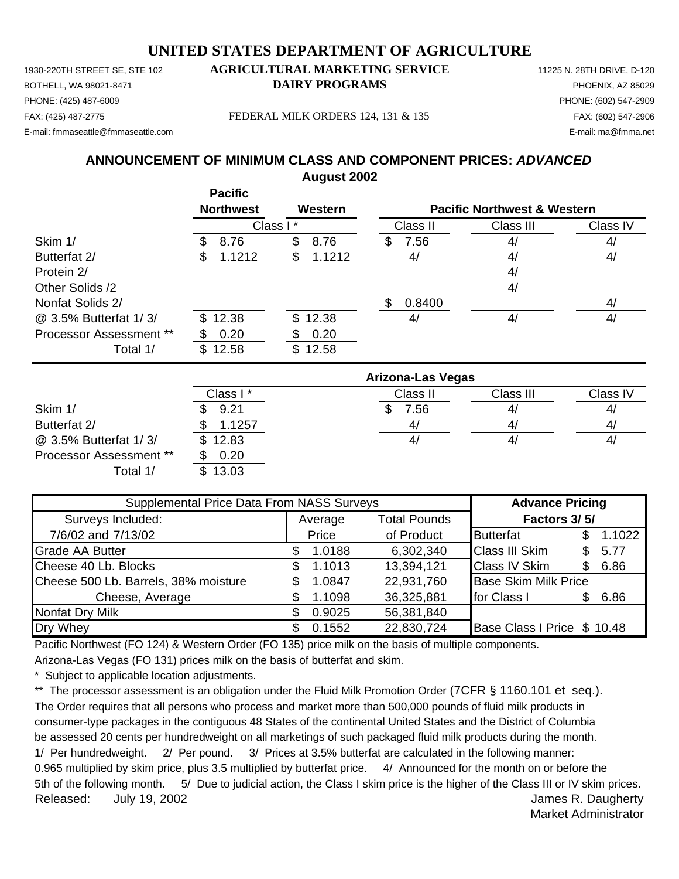# UNITED STATES DEPARTMENT OF AGRICULTURE

1930-220TH STREET SE, STE 102 **AGRICULTURAL MARKETING SERVICE** 11225 N. 28TH DRIVE, D-120
BOTHELL, WA 98021-8471 **DAIRY PROGRAMS** PHOENIX, AZ 85029
PHONE: (425) 487-6009 PHONE: (602) 547-2909
FAX: (425) 487-2775 FEDERAL MILK ORDERS 124, 131 & 135 FAX: (602) 547-2906
E-mail: fmmaseattle@fmmaseattle.com E-mail: ma@fmma.net

## ANNOUNCEMENT OF MINIMUM CLASS AND COMPONENT PRICES: *ADVANCED*
### August 2002

| | Pacific Northwest | Western | Pacific Northwest & Western | | |
|---|---|---|---|---|---|
| | Class I * | | Class II | Class III | Class IV |
| Skim 1/ | $ 8.76 | $ 8.76 | $ 7.56 | 4/ | 4/ |
| Butterfat 2/ | $ 1.1212 | $ 1.1212 | 4/ | 4/ | 4/ |
| Protein 2/ | | | | 4/ | |
| Other Solids /2 | | | | 4/ | |
| Nonfat Solids 2/ | | | $ 0.8400 | | 4/ |
| @ 3.5% Butterfat 1/ 3/ | $ 12.38 | $ 12.38 | 4/ | 4/ | 4/ |
| Processor Assessment ** | $ 0.20 | $ 0.20 | | | |
| Total 1/ | $ 12.58 | $ 12.58 | | | |

| | Arizona-Las Vegas | | | |
|---|---|---|---|---|
| | Class I * | Class II | Class III | Class IV |
| Skim 1/ | $ 9.21 | $ 7.56 | 4/ | 4/ |
| Butterfat 2/ | $ 1.1257 | 4/ | 4/ | 4/ |
| @ 3.5% Butterfat 1/ 3/ | $ 12.83 | 4/ | 4/ | 4/ |
| Processor Assessment ** | $ 0.20 | | | |
| Total 1/ | $ 13.03 | | | |

| Supplemental Price Data From NASS Surveys | | | Advance Pricing | |
|---|---|---|---|---|
| Surveys Included: | Average | Total Pounds | Factors 3/ 5/ | |
| 7/6/02 and 7/13/02 | Price | of Product | Butterfat | $ 1.1022 |
| Grade AA Butter | $ 1.0188 | 6,302,340 | Class III Skim | $ 5.77 |
| Cheese 40 Lb. Blocks | $ 1.1013 | 13,394,121 | Class IV Skim | $ 6.86 |
| Cheese 500 Lb. Barrels, 38% moisture | $ 1.0847 | 22,931,760 | Base Skim Milk Price | |
| Cheese, Average | $ 1.1098 | 36,325,881 | for Class I | $ 6.86 |
| Nonfat Dry Milk | $ 0.9025 | 56,381,840 | | |
| Dry Whey | $ 0.1552 | 22,830,724 | Base Class I Price | $ 10.48 |

Pacific Northwest (FO 124) & Western Order (FO 135) price milk on the basis of multiple components.

Arizona-Las Vegas (FO 131) prices milk on the basis of butterfat and skim.

\* Subject to applicable location adjustments.

** The processor assessment is an obligation under the Fluid Milk Promotion Order (7CFR § 1160.101 et seq.). The Order requires that all persons who process and market more than 500,000 pounds of fluid milk products in consumer-type packages in the contiguous 48 States of the continental United States and the District of Columbia be assessed 20 cents per hundredweight on all marketings of such packaged fluid milk products during the month.

1/ Per hundredweight. 2/ Per pound. 3/ Prices at 3.5% butterfat are calculated in the following manner: 0.965 multiplied by skim price, plus 3.5 multiplied by butterfat price. 4/ Announced for the month on or before the 5th of the following month. 5/ Due to judicial action, the Class I skim price is the higher of the Class III or IV skim prices.

Released: July 19, 2002

James R. Daugherty
Market Administrator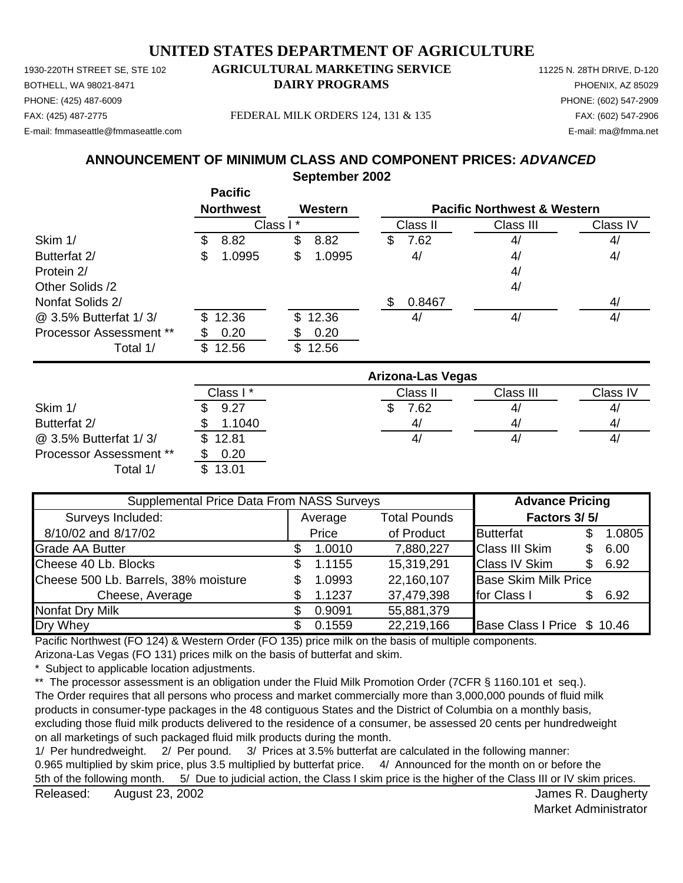# UNITED STATES DEPARTMENT OF AGRICULTURE

1930-220TH STREET SE, STE 102 **AGRICULTURAL MARKETING SERVICE** 11225 N. 28TH DRIVE, D-120
BOTHELL, WA 98021-8471 **DAIRY PROGRAMS** PHOENIX, AZ 85029
PHONE: (425) 487-6009 PHONE: (602) 547-2909
FAX: (425) 487-2775 FEDERAL MILK ORDERS 124, 131 & 135 FAX: (602) 547-2906
E-mail: fmmaseattle@fmmaseattle.com E-mail: ma@fmma.net

## ANNOUNCEMENT OF MINIMUM CLASS AND COMPONENT PRICES: *ADVANCED*
### September 2002

| | Pacific Northwest | Western | Pacific Northwest & Western | | |
|---|---|---|---|---|---|
| | Class I * | | Class II | Class III | Class IV |
| Skim 1/ | $ 8.82 | $ 8.82 | $ 7.62 | 4/ | 4/ |
| Butterfat 2/ | $ 1.0995 | $ 1.0995 | 4/ | 4/ | 4/ |
| Protein 2/ | | | | 4/ | |
| Other Solids /2 | | | | 4/ | |
| Nonfat Solids 2/ | | | $ 0.8467 | | 4/ |
| @ 3.5% Butterfat 1/ 3/ | $ 12.36 | $ 12.36 | 4/ | 4/ | 4/ |
| Processor Assessment ** | $ 0.20 | $ 0.20 | | | |
| Total 1/ | $ 12.56 | $ 12.56 | | | |

| | Arizona-Las Vegas | | | |
|---|---|---|---|---|
| | Class I * | Class II | Class III | Class IV |
| Skim 1/ | $ 9.27 | $ 7.62 | 4/ | 4/ |
| Butterfat 2/ | $ 1.1040 | 4/ | 4/ | 4/ |
| @ 3.5% Butterfat 1/ 3/ | $ 12.81 | 4/ | 4/ | 4/ |
| Processor Assessment ** | $ 0.20 | | | |
| Total 1/ | $ 13.01 | | | |

| Supplemental Price Data From NASS Surveys | | | Advance Pricing | |
|---|---|---|---|---|
| Surveys Included: | Average | Total Pounds | Factors 3/ 5/ | |
| 8/10/02 and 8/17/02 | Price | of Product | Butterfat | $ 1.0805 |
| Grade AA Butter | $ 1.0010 | 7,880,227 | Class III Skim | $ 6.00 |
| Cheese 40 Lb. Blocks | $ 1.1155 | 15,319,291 | Class IV Skim | $ 6.92 |
| Cheese 500 Lb. Barrels, 38% moisture | $ 1.0993 | 22,160,107 | Base Skim Milk Price | |
| Cheese, Average | $ 1.1237 | 37,479,398 | for Class I | $ 6.92 |
| Nonfat Dry Milk | $ 0.9091 | 55,881,379 | | |
| Dry Whey | $ 0.1559 | 22,219,166 | Base Class I Price | $ 10.46 |

Pacific Northwest (FO 124) & Western Order (FO 135) price milk on the basis of multiple components.
Arizona-Las Vegas (FO 131) prices milk on the basis of butterfat and skim.

\* Subject to applicable location adjustments.

** The processor assessment is an obligation under the Fluid Milk Promotion Order (7CFR § 1160.101 et seq.). The Order requires that all persons who process and market commercially more than 3,000,000 pounds of fluid milk products in consumer-type packages in the 48 contiguous States and the District of Columbia on a monthly basis, excluding those fluid milk products delivered to the residence of a consumer, be assessed 20 cents per hundredweight on all marketings of such packaged fluid milk products during the month.

1/ Per hundredweight. 2/ Per pound. 3/ Prices at 3.5% butterfat are calculated in the following manner: 0.965 multiplied by skim price, plus 3.5 multiplied by butterfat price. 4/ Announced for the month on or before the 5th of the following month. 5/ Due to judicial action, the Class I skim price is the higher of the Class III or IV skim prices.

Released: August 23, 2002

James R. Daugherty
Market Administrator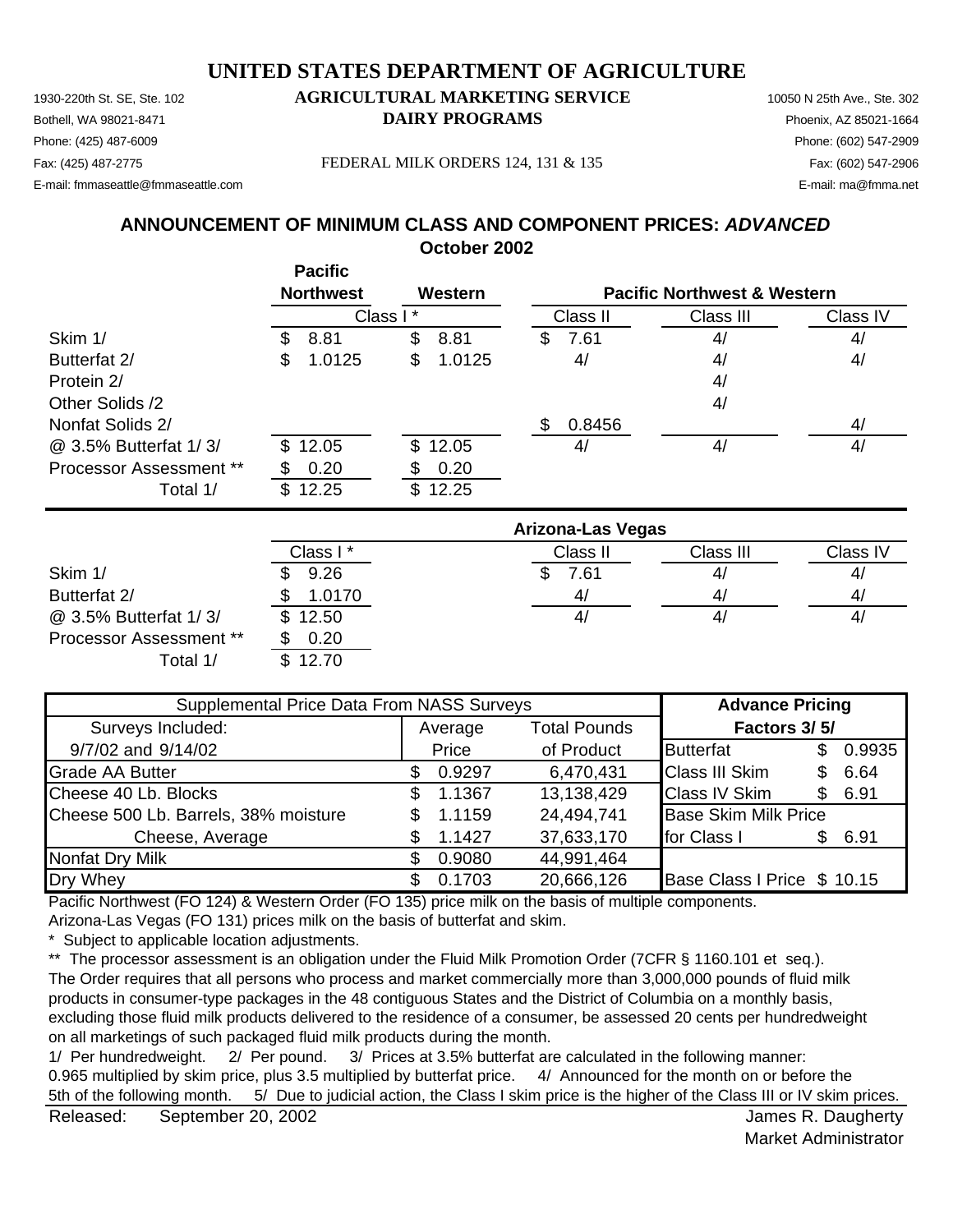# UNITED STATES DEPARTMENT OF AGRICULTURE

1930-220th St. SE, Ste. 102
Bothell, WA 98021-8471
Phone: (425) 487-6009
Fax: (425) 487-2775
E-mail: fmmaseattle@fmmaseattle.com

**AGRICULTURAL MARKETING SERVICE**
**DAIRY PROGRAMS**

FEDERAL MILK ORDERS 124, 131 & 135

10050 N 25th Ave., Ste. 302
Phoenix, AZ 85021-1664
Phone: (602) 547-2909
Fax: (602) 547-2906
E-mail: ma@fmma.net

## ANNOUNCEMENT OF MINIMUM CLASS AND COMPONENT PRICES: *ADVANCED*

### October 2002

| | Pacific Northwest | Western | Pacific Northwest & Western | | |
|---|---|---|---|---|---|
| | Class I * | | Class II | Class III | Class IV |
| Skim 1/ | $ 8.81 | $ 8.81 | $ 7.61 | 4/ | 4/ |
| Butterfat 2/ | $ 1.0125 | $ 1.0125 | 4/ | 4/ | 4/ |
| Protein 2/ | | | | 4/ | |
| Other Solids /2 | | | | 4/ | |
| Nonfat Solids 2/ | | | $ 0.8456 | | 4/ |
| @ 3.5% Butterfat 1/ 3/ | $ 12.05 | $ 12.05 | 4/ | 4/ | 4/ |
| Processor Assessment ** | $ 0.20 | $ 0.20 | | | |
| Total 1/ | $ 12.25 | $ 12.25 | | | |

| | Arizona-Las Vegas | | | |
|---|---|---|---|---|
| | Class I * | Class II | Class III | Class IV |
| Skim 1/ | $ 9.26 | $ 7.61 | 4/ | 4/ |
| Butterfat 2/ | $ 1.0170 | 4/ | 4/ | 4/ |
| @ 3.5% Butterfat 1/ 3/ | $ 12.50 | 4/ | 4/ | 4/ |
| Processor Assessment ** | $ 0.20 | | | |
| Total 1/ | $ 12.70 | | | |

| Supplemental Price Data From NASS Surveys | | | Advance Pricing | |
|---|---|---|---|---|
| Surveys Included: | Average | Total Pounds | Factors 3/ 5/ | |
| 9/7/02 and 9/14/02 | Price | of Product | Butterfat | $ 0.9935 |
| Grade AA Butter | $ 0.9297 | 6,470,431 | Class III Skim | $ 6.64 |
| Cheese 40 Lb. Blocks | $ 1.1367 | 13,138,429 | Class IV Skim | $ 6.91 |
| Cheese 500 Lb. Barrels, 38% moisture | $ 1.1159 | 24,494,741 | Base Skim Milk Price | |
| Cheese, Average | $ 1.1427 | 37,633,170 | for Class I | $ 6.91 |
| Nonfat Dry Milk | $ 0.9080 | 44,991,464 | | |
| Dry Whey | $ 0.1703 | 20,666,126 | Base Class I Price | $ 10.15 |

Pacific Northwest (FO 124) & Western Order (FO 135) price milk on the basis of multiple components.
Arizona-Las Vegas (FO 131) prices milk on the basis of butterfat and skim.

\* Subject to applicable location adjustments.

** The processor assessment is an obligation under the Fluid Milk Promotion Order (7CFR § 1160.101 et seq.). The Order requires that all persons who process and market commercially more than 3,000,000 pounds of fluid milk products in consumer-type packages in the 48 contiguous States and the District of Columbia on a monthly basis, excluding those fluid milk products delivered to the residence of a consumer, be assessed 20 cents per hundredweight on all marketings of such packaged fluid milk products during the month.

1/ Per hundredweight. 2/ Per pound. 3/ Prices at 3.5% butterfat are calculated in the following manner: 0.965 multiplied by skim price, plus 3.5 multiplied by butterfat price. 4/ Announced for the month on or before the 5th of the following month. 5/ Due to judicial action, the Class I skim price is the higher of the Class III or IV skim prices.

Released: September 20, 2002

James R. Daugherty
Market Administrator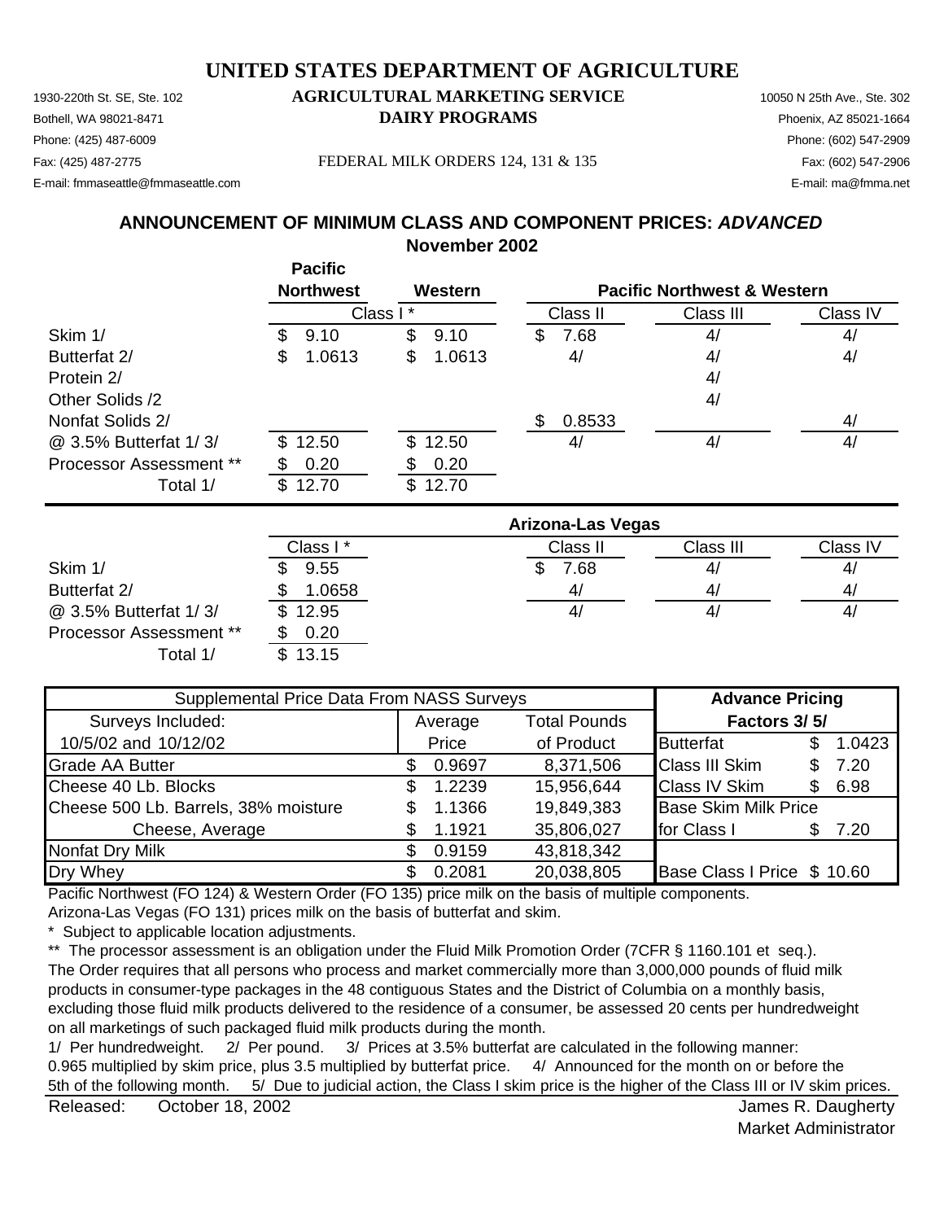# UNITED STATES DEPARTMENT OF AGRICULTURE

1930-220th St. SE, Ste. 102
Bothell, WA 98021-8471
Phone: (425) 487-6009
Fax: (425) 487-2775
E-mail: fmmaseattle@fmmaseattle.com

**AGRICULTURAL MARKETING SERVICE**
**DAIRY PROGRAMS**

FEDERAL MILK ORDERS 124, 131 & 135

10050 N 25th Ave., Ste. 302
Phoenix, AZ 85021-1664
Phone: (602) 547-2909
Fax: (602) 547-2906
E-mail: ma@fmma.net

## ANNOUNCEMENT OF MINIMUM CLASS AND COMPONENT PRICES: *ADVANCED*
### November 2002

| | Pacific Northwest | Western | Pacific Northwest & Western | | |
|---|---|---|---|---|---|
| | Class I * | | Class II | Class III | Class IV |
| Skim 1/ | $ 9.10 | $ 9.10 | $ 7.68 | 4/ | 4/ |
| Butterfat 2/ | $ 1.0613 | $ 1.0613 | 4/ | 4/ | 4/ |
| Protein 2/ | | | | 4/ | |
| Other Solids /2 | | | | 4/ | |
| Nonfat Solids 2/ | | | $ 0.8533 | | 4/ |
| @ 3.5% Butterfat 1/ 3/ | $ 12.50 | $ 12.50 | 4/ | 4/ | 4/ |
| Processor Assessment ** | $ 0.20 | $ 0.20 | | | |
| Total 1/ | $ 12.70 | $ 12.70 | | | |

| | Arizona-Las Vegas | | | |
|---|---|---|---|---|
| | Class I * | Class II | Class III | Class IV |
| Skim 1/ | $ 9.55 | $ 7.68 | 4/ | 4/ |
| Butterfat 2/ | $ 1.0658 | 4/ | 4/ | 4/ |
| @ 3.5% Butterfat 1/ 3/ | $ 12.95 | 4/ | 4/ | 4/ |
| Processor Assessment ** | $ 0.20 | | | |
| Total 1/ | $ 13.15 | | | |

| Supplemental Price Data From NASS Surveys | | | Advance Pricing | |
|---|---|---|---|---|
| Surveys Included: | Average | Total Pounds | Factors 3/ 5/ | |
| 10/5/02 and 10/12/02 | Price | of Product | Butterfat | $ 1.0423 |
| Grade AA Butter | $ 0.9697 | 8,371,506 | Class III Skim | $ 7.20 |
| Cheese 40 Lb. Blocks | $ 1.2239 | 15,956,644 | Class IV Skim | $ 6.98 |
| Cheese 500 Lb. Barrels, 38% moisture | $ 1.1366 | 19,849,383 | Base Skim Milk Price | |
| Cheese, Average | $ 1.1921 | 35,806,027 | for Class I | $ 7.20 |
| Nonfat Dry Milk | $ 0.9159 | 43,818,342 | | |
| Dry Whey | $ 0.2081 | 20,038,805 | Base Class I Price | $ 10.60 |

Pacific Northwest (FO 124) & Western Order (FO 135) price milk on the basis of multiple components.
Arizona-Las Vegas (FO 131) prices milk on the basis of butterfat and skim.

\* Subject to applicable location adjustments.

** The processor assessment is an obligation under the Fluid Milk Promotion Order (7CFR § 1160.101 et seq.). The Order requires that all persons who process and market commercially more than 3,000,000 pounds of fluid milk products in consumer-type packages in the 48 contiguous States and the District of Columbia on a monthly basis, excluding those fluid milk products delivered to the residence of a consumer, be assessed 20 cents per hundredweight on all marketings of such packaged fluid milk products during the month.

1/ Per hundredweight. 2/ Per pound. 3/ Prices at 3.5% butterfat are calculated in the following manner: 0.965 multiplied by skim price, plus 3.5 multiplied by butterfat price. 4/ Announced for the month on or before the 5th of the following month. 5/ Due to judicial action, the Class I skim price is the higher of the Class III or IV skim prices.

Released: October 18, 2002

James R. Daugherty
Market Administrator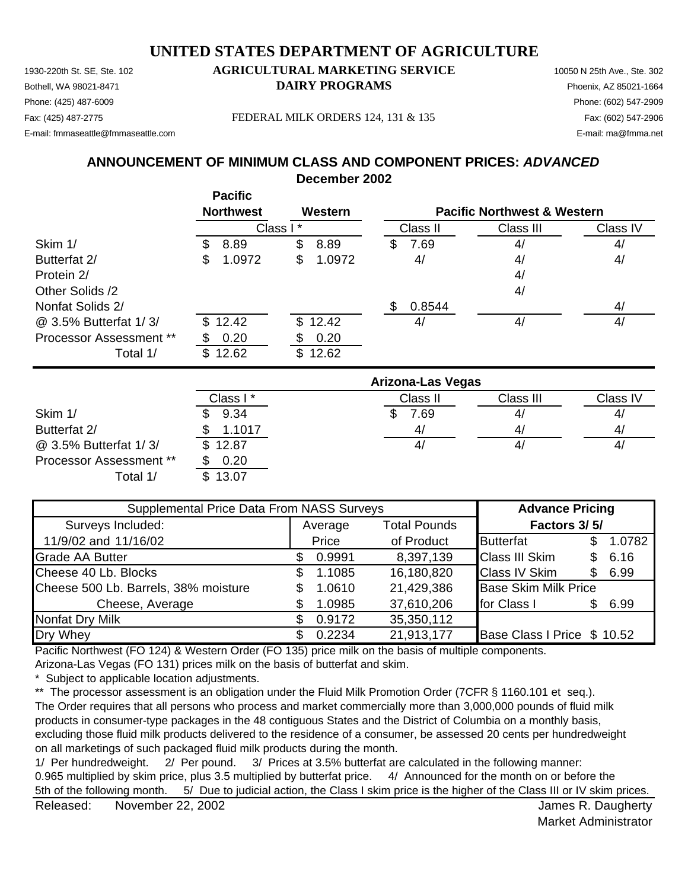# UNITED STATES DEPARTMENT OF AGRICULTURE

1930-220th St. SE, Ste. 102
Bothell, WA 98021-8471
Phone: (425) 487-6009
Fax: (425) 487-2775
E-mail: fmmaseattle@fmmaseattle.com

**AGRICULTURAL MARKETING SERVICE**
**DAIRY PROGRAMS**

FEDERAL MILK ORDERS 124, 131 & 135

10050 N 25th Ave., Ste. 302
Phoenix, AZ 85021-1664
Phone: (602) 547-2909
Fax: (602) 547-2906
E-mail: ma@fmma.net

## ANNOUNCEMENT OF MINIMUM CLASS AND COMPONENT PRICES: *ADVANCED*
### December 2002

| | Pacific Northwest | Western | Pacific Northwest & Western | | |
|---|---|---|---|---|---|
| | Class I * | | Class II | Class III | Class IV |
| Skim 1/ | $ 8.89 | $ 8.89 | $ 7.69 | 4/ | 4/ |
| Butterfat 2/ | $ 1.0972 | $ 1.0972 | 4/ | 4/ | 4/ |
| Protein 2/ | | | | 4/ | |
| Other Solids /2 | | | | 4/ | |
| Nonfat Solids 2/ | | | $ 0.8544 | | 4/ |
| @ 3.5% Butterfat 1/ 3/ | $ 12.42 | $ 12.42 | 4/ | 4/ | 4/ |
| Processor Assessment ** | $ 0.20 | $ 0.20 | | | |
| Total 1/ | $ 12.62 | $ 12.62 | | | |

| | Arizona-Las Vegas | | | |
|---|---|---|---|---|
| | Class I * | Class II | Class III | Class IV |
| Skim 1/ | $ 9.34 | $ 7.69 | 4/ | 4/ |
| Butterfat 2/ | $ 1.1017 | 4/ | 4/ | 4/ |
| @ 3.5% Butterfat 1/ 3/ | $ 12.87 | 4/ | 4/ | 4/ |
| Processor Assessment ** | $ 0.20 | | | |
| Total 1/ | $ 13.07 | | | |

| Supplemental Price Data From NASS Surveys | | | Advance Pricing | |
|---|---|---|---|---|
| Surveys Included: | Average | Total Pounds | Factors 3/ 5/ | |
| 11/9/02 and 11/16/02 | Price | of Product | Butterfat | $ 1.0782 |
| Grade AA Butter | $ 0.9991 | 8,397,139 | Class III Skim | $ 6.16 |
| Cheese 40 Lb. Blocks | $ 1.1085 | 16,180,820 | Class IV Skim | $ 6.99 |
| Cheese 500 Lb. Barrels, 38% moisture | $ 1.0610 | 21,429,386 | Base Skim Milk Price | |
| Cheese, Average | $ 1.0985 | 37,610,206 | for Class I | $ 6.99 |
| Nonfat Dry Milk | $ 0.9172 | 35,350,112 | | |
| Dry Whey | $ 0.2234 | 21,913,177 | Base Class I Price | $ 10.52 |

Pacific Northwest (FO 124) & Western Order (FO 135) price milk on the basis of multiple components.
Arizona-Las Vegas (FO 131) prices milk on the basis of butterfat and skim.

\* Subject to applicable location adjustments.

\*\* The processor assessment is an obligation under the Fluid Milk Promotion Order (7CFR § 1160.101 et seq.). The Order requires that all persons who process and market commercially more than 3,000,000 pounds of fluid milk products in consumer-type packages in the 48 contiguous States and the District of Columbia on a monthly basis, excluding those fluid milk products delivered to the residence of a consumer, be assessed 20 cents per hundredweight on all marketings of such packaged fluid milk products during the month.

1/ Per hundredweight. 2/ Per pound. 3/ Prices at 3.5% butterfat are calculated in the following manner: 0.965 multiplied by skim price, plus 3.5 multiplied by butterfat price. 4/ Announced for the month on or before the 5th of the following month. 5/ Due to judicial action, the Class I skim price is the higher of the Class III or IV skim prices.

Released: November 22, 2002

James R. Daugherty
Market Administrator